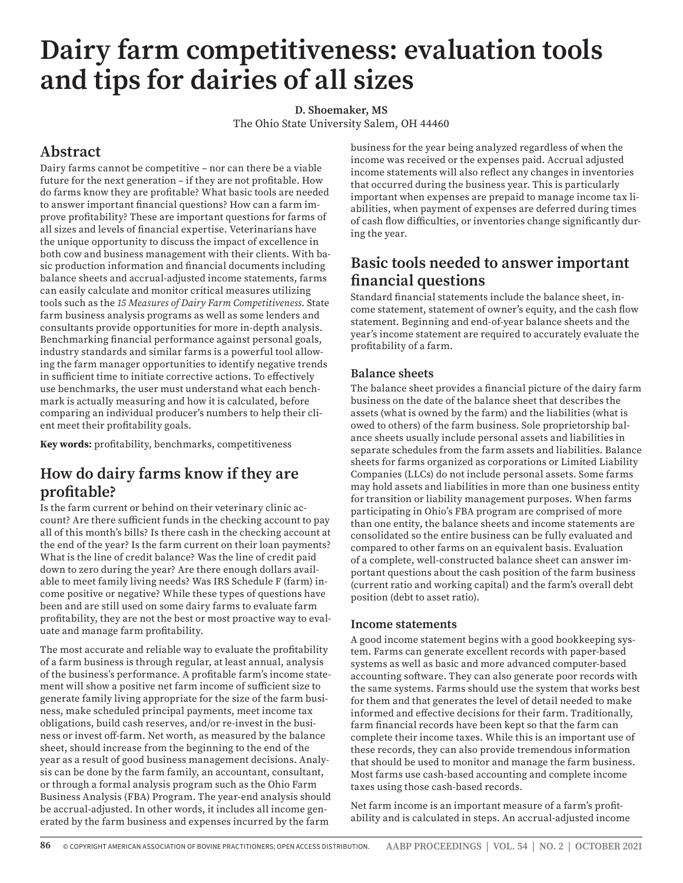# Dairy farm competitiveness: evaluation tools and tips for dairies of all sizes

**D. Shoemaker, MS**
The Ohio State University Salem, OH 44460

## Abstract

Dairy farms cannot be competitive – nor can there be a viable future for the next generation – if they are not profitable. How do farms know they are profitable? What basic tools are needed to answer important financial questions? How can a farm improve profitability? These are important questions for farms of all sizes and levels of financial expertise. Veterinarians have the unique opportunity to discuss the impact of excellence in both cow and business management with their clients. With basic production information and financial documents including balance sheets and accrual-adjusted income statements, farms can easily calculate and monitor critical measures utilizing tools such as the *15 Measures of Dairy Farm Competitiveness*. State farm business analysis programs as well as some lenders and consultants provide opportunities for more in-depth analysis. Benchmarking financial performance against personal goals, industry standards and similar farms is a powerful tool allowing the farm manager opportunities to identify negative trends in sufficient time to initiate corrective actions. To effectively use benchmarks, the user must understand what each benchmark is actually measuring and how it is calculated, before comparing an individual producer's numbers to help their client meet their profitability goals.

**Key words:** profitability, benchmarks, competitiveness

## How do dairy farms know if they are profitable?

Is the farm current or behind on their veterinary clinic account? Are there sufficient funds in the checking account to pay all of this month's bills? Is there cash in the checking account at the end of the year? Is the farm current on their loan payments? What is the line of credit balance? Was the line of credit paid down to zero during the year? Are there enough dollars available to meet family living needs? Was IRS Schedule F (farm) income positive or negative? While these types of questions have been and are still used on some dairy farms to evaluate farm profitability, they are not the best or most proactive way to evaluate and manage farm profitability.

The most accurate and reliable way to evaluate the profitability of a farm business is through regular, at least annual, analysis of the business's performance. A profitable farm's income statement will show a positive net farm income of sufficient size to generate family living appropriate for the size of the farm business, make scheduled principal payments, meet income tax obligations, build cash reserves, and/or re-invest in the business or invest off-farm. Net worth, as measured by the balance sheet, should increase from the beginning to the end of the year as a result of good business management decisions. Analysis can be done by the farm family, an accountant, consultant, or through a formal analysis program such as the Ohio Farm Business Analysis (FBA) Program. The year-end analysis should be accrual-adjusted. In other words, it includes all income generated by the farm business and expenses incurred by the farm business for the year being analyzed regardless of when the income was received or the expenses paid. Accrual adjusted income statements will also reflect any changes in inventories that occurred during the business year. This is particularly important when expenses are prepaid to manage income tax liabilities, when payment of expenses are deferred during times of cash flow difficulties, or inventories change significantly during the year.

## Basic tools needed to answer important financial questions

Standard financial statements include the balance sheet, income statement, statement of owner's equity, and the cash flow statement. Beginning and end-of-year balance sheets and the year's income statement are required to accurately evaluate the profitability of a farm.

### Balance sheets

The balance sheet provides a financial picture of the dairy farm business on the date of the balance sheet that describes the assets (what is owned by the farm) and the liabilities (what is owed to others) of the farm business. Sole proprietorship balance sheets usually include personal assets and liabilities in separate schedules from the farm assets and liabilities. Balance sheets for farms organized as corporations or Limited Liability Companies (LLCs) do not include personal assets. Some farms may hold assets and liabilities in more than one business entity for transition or liability management purposes. When farms participating in Ohio's FBA program are comprised of more than one entity, the balance sheets and income statements are consolidated so the entire business can be fully evaluated and compared to other farms on an equivalent basis. Evaluation of a complete, well-constructed balance sheet can answer important questions about the cash position of the farm business (current ratio and working capital) and the farm's overall debt position (debt to asset ratio).

### Income statements

A good income statement begins with a good bookkeeping system. Farms can generate excellent records with paper-based systems as well as basic and more advanced computer-based accounting software. They can also generate poor records with the same systems. Farms should use the system that works best for them and that generates the level of detail needed to make informed and effective decisions for their farm. Traditionally, farm financial records have been kept so that the farm can complete their income taxes. While this is an important use of these records, they can also provide tremendous information that should be used to monitor and manage the farm business. Most farms use cash-based accounting and complete income taxes using those cash-based records.

Net farm income is an important measure of a farm's profitability and is calculated in steps. An accrual-adjusted income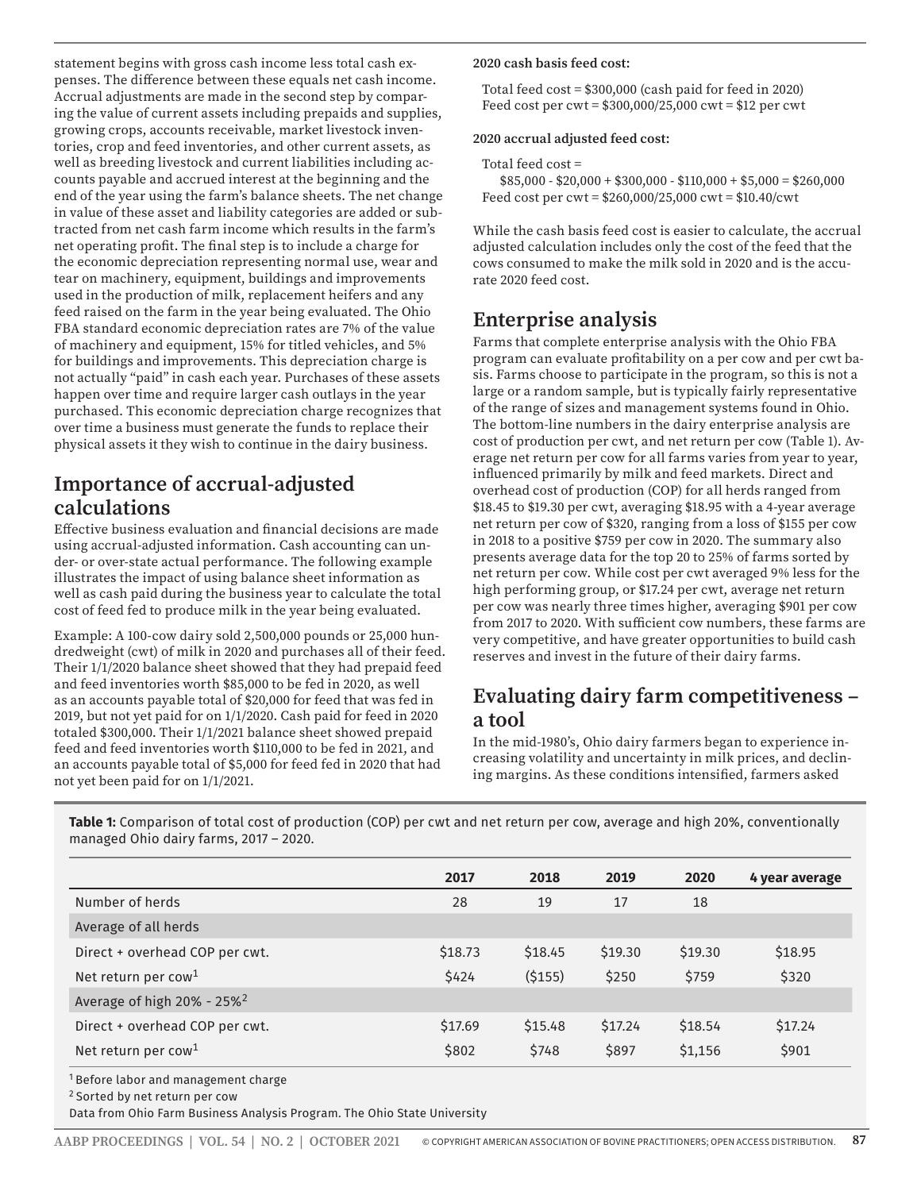statement begins with gross cash income less total cash expenses. The difference between these equals net cash income. Accrual adjustments are made in the second step by comparing the value of current assets including prepaids and supplies, growing crops, accounts receivable, market livestock inventories, crop and feed inventories, and other current assets, as well as breeding livestock and current liabilities including accounts payable and accrued interest at the beginning and the end of the year using the farm's balance sheets. The net change in value of these asset and liability categories are added or subtracted from net cash farm income which results in the farm's net operating profit. The final step is to include a charge for the economic depreciation representing normal use, wear and tear on machinery, equipment, buildings and improvements used in the production of milk, replacement heifers and any feed raised on the farm in the year being evaluated. The Ohio FBA standard economic depreciation rates are 7% of the value of machinery and equipment, 15% for titled vehicles, and 5% for buildings and improvements. This depreciation charge is not actually "paid" in cash each year. Purchases of these assets happen over time and require larger cash outlays in the year purchased. This economic depreciation charge recognizes that over time a business must generate the funds to replace their physical assets it they wish to continue in the dairy business.

## Importance of accrual-adjusted calculations

Effective business evaluation and financial decisions are made using accrual-adjusted information. Cash accounting can under- or over-state actual performance. The following example illustrates the impact of using balance sheet information as well as cash paid during the business year to calculate the total cost of feed fed to produce milk in the year being evaluated.

Example: A 100-cow dairy sold 2,500,000 pounds or 25,000 hundredweight (cwt) of milk in 2020 and purchases all of their feed. Their 1/1/2020 balance sheet showed that they had prepaid feed and feed inventories worth $85,000 to be fed in 2020, as well as an accounts payable total of $20,000 for feed that was fed in 2019, but not yet paid for on 1/1/2020. Cash paid for feed in 2020 totaled $300,000. Their 1/1/2021 balance sheet showed prepaid feed and feed inventories worth $110,000 to be fed in 2021, and an accounts payable total of $5,000 for feed fed in 2020 that had not yet been paid for on 1/1/2021.

**2020 cash basis feed cost:**

Total feed cost = $300,000 (cash paid for feed in 2020)
Feed cost per cwt = $300,000/25,000 cwt = $12 per cwt

**2020 accrual adjusted feed cost:**

Total feed cost =
$85,000 - $20,000 + $300,000 - $110,000 + $5,000 = $260,000
Feed cost per cwt = $260,000/25,000 cwt = $10.40/cwt

While the cash basis feed cost is easier to calculate, the accrual adjusted calculation includes only the cost of the feed that the cows consumed to make the milk sold in 2020 and is the accurate 2020 feed cost.

## Enterprise analysis

Farms that complete enterprise analysis with the Ohio FBA program can evaluate profitability on a per cow and per cwt basis. Farms choose to participate in the program, so this is not a large or a random sample, but is typically fairly representative of the range of sizes and management systems found in Ohio. The bottom-line numbers in the dairy enterprise analysis are cost of production per cwt, and net return per cow (Table 1). Average net return per cow for all farms varies from year to year, influenced primarily by milk and feed markets. Direct and overhead cost of production (COP) for all herds ranged from $18.45 to $19.30 per cwt, averaging $18.95 with a 4-year average net return per cow of $320, ranging from a loss of $155 per cow in 2018 to a positive $759 per cow in 2020. The summary also presents average data for the top 20 to 25% of farms sorted by net return per cow. While cost per cwt averaged 9% less for the high performing group, or $17.24 per cwt, average net return per cow was nearly three times higher, averaging $901 per cow from 2017 to 2020. With sufficient cow numbers, these farms are very competitive, and have greater opportunities to build cash reserves and invest in the future of their dairy farms.

## Evaluating dairy farm competitiveness – a tool

In the mid-1980's, Ohio dairy farmers began to experience increasing volatility and uncertainty in milk prices, and declining margins. As these conditions intensified, farmers asked

**Table 1:** Comparison of total cost of production (COP) per cwt and net return per cow, average and high 20%, conventionally managed Ohio dairy farms, 2017 – 2020.

| | 2017 | 2018 | 2019 | 2020 | 4 year average |
|---|---|---|---|---|---|
| Number of herds | 28 | 19 | 17 | 18 | |
| Average of all herds | | | | | |
| Direct + overhead COP per cwt. | $18.73 | $18.45 | $19.30 | $19.30 | $18.95 |
| Net return per cow[1] | $424 | ($155) | $250 | $759 | $320 |
| Average of high 20% - 25%[2] | | | | | |
| Direct + overhead COP per cwt. | $17.69 | $15.48 | $17.24 | $18.54 | $17.24 |
| Net return per cow[1] | $802 | $748 | $897 | $1,156 | $901 |

[1] Before labor and management charge
[2] Sorted by net return per cow
Data from Ohio Farm Business Analysis Program. The Ohio State University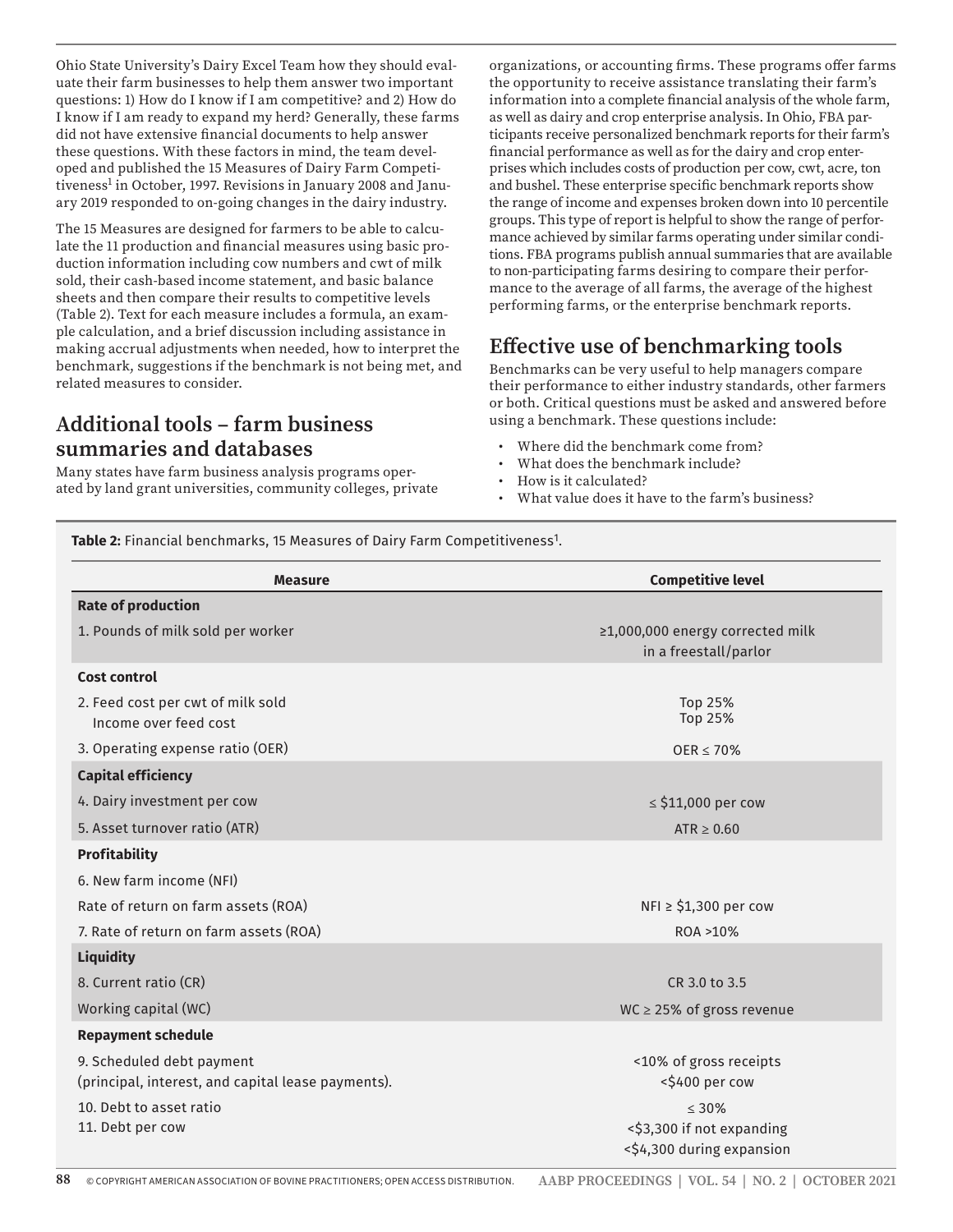Ohio State University's Dairy Excel Team how they should evaluate their farm businesses to help them answer two important questions: 1) How do I know if I am competitive? and 2) How do I know if I am ready to expand my herd? Generally, these farms did not have extensive financial documents to help answer these questions. With these factors in mind, the team developed and published the 15 Measures of Dairy Farm Competitiveness[1] in October, 1997. Revisions in January 2008 and January 2019 responded to on-going changes in the dairy industry.

The 15 Measures are designed for farmers to be able to calculate the 11 production and financial measures using basic production information including cow numbers and cwt of milk sold, their cash-based income statement, and basic balance sheets and then compare their results to competitive levels (Table 2). Text for each measure includes a formula, an example calculation, and a brief discussion including assistance in making accrual adjustments when needed, how to interpret the benchmark, suggestions if the benchmark is not being met, and related measures to consider.

## Additional tools – farm business summaries and databases

Many states have farm business analysis programs operated by land grant universities, community colleges, private organizations, or accounting firms. These programs offer farms the opportunity to receive assistance translating their farm's information into a complete financial analysis of the whole farm, as well as dairy and crop enterprise analysis. In Ohio, FBA participants receive personalized benchmark reports for their farm's financial performance as well as for the dairy and crop enterprises which includes costs of production per cow, cwt, acre, ton and bushel. These enterprise specific benchmark reports show the range of income and expenses broken down into 10 percentile groups. This type of report is helpful to show the range of performance achieved by similar farms operating under similar conditions. FBA programs publish annual summaries that are available to non-participating farms desiring to compare their performance to the average of all farms, the average of the highest performing farms, or the enterprise benchmark reports.

## Effective use of benchmarking tools

Benchmarks can be very useful to help managers compare their performance to either industry standards, other farmers or both. Critical questions must be asked and answered before using a benchmark. These questions include:

- Where did the benchmark come from?
- What does the benchmark include?
- How is it calculated?
- What value does it have to the farm's business?

**Table 2:** Financial benchmarks, 15 Measures of Dairy Farm Competitiveness[1].

| Measure | Competitive level |
|---|---|
| **Rate of production** | |
| 1. Pounds of milk sold per worker | ≥1,000,000 energy corrected milk in a freestall/parlor |
| **Cost control** | |
| 2. Feed cost per cwt of milk sold<br>Income over feed cost | Top 25%<br>Top 25% |
| 3. Operating expense ratio (OER) | OER ≤ 70% |
| **Capital efficiency** | |
| 4. Dairy investment per cow | ≤ $11,000 per cow |
| 5. Asset turnover ratio (ATR) | ATR ≥ 0.60 |
| **Profitability** | |
| 6. New farm income (NFI) | |
| Rate of return on farm assets (ROA) | NFI ≥ $1,300 per cow |
| 7. Rate of return on farm assets (ROA) | ROA >10% |
| **Liquidity** | |
| 8. Current ratio (CR) | CR 3.0 to 3.5 |
| Working capital (WC) | WC ≥ 25% of gross revenue |
| **Repayment schedule** | |
| 9. Scheduled debt payment<br>(principal, interest, and capital lease payments). | <10% of gross receipts<br><$400 per cow |
| 10. Debt to asset ratio<br>11. Debt per cow | ≤ 30%<br><$3,300 if not expanding<br><$4,300 during expansion |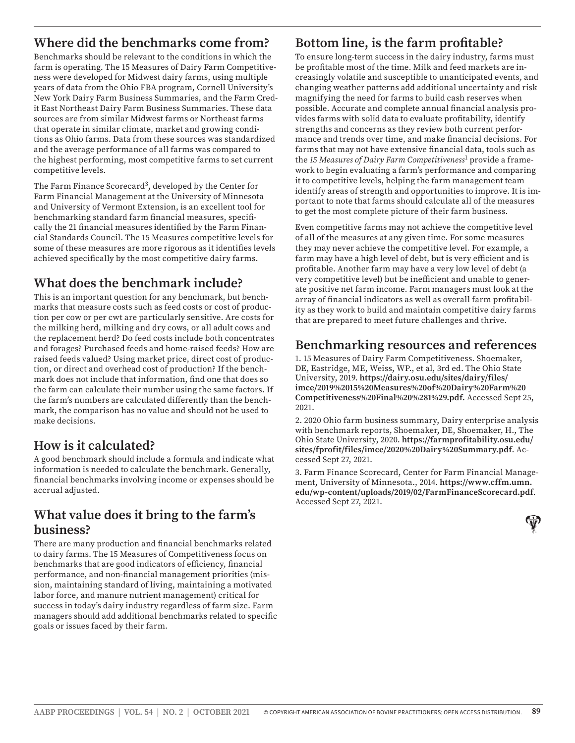## Where did the benchmarks come from?

Benchmarks should be relevant to the conditions in which the farm is operating. The 15 Measures of Dairy Farm Competitiveness were developed for Midwest dairy farms, using multiple years of data from the Ohio FBA program, Cornell University's New York Dairy Farm Business Summaries, and the Farm Credit East Northeast Dairy Farm Business Summaries. These data sources are from similar Midwest farms or Northeast farms that operate in similar climate, market and growing conditions as Ohio farms. Data from these sources was standardized and the average performance of all farms was compared to the highest performing, most competitive farms to set current competitive levels.

The Farm Finance Scorecard[3], developed by the Center for Farm Financial Management at the University of Minnesota and University of Vermont Extension, is an excellent tool for benchmarking standard farm financial measures, specifically the 21 financial measures identified by the Farm Financial Standards Council. The 15 Measures competitive levels for some of these measures are more rigorous as it identifies levels achieved specifically by the most competitive dairy farms.

## What does the benchmark include?

This is an important question for any benchmark, but benchmarks that measure costs such as feed costs or cost of production per cow or per cwt are particularly sensitive. Are costs for the milking herd, milking and dry cows, or all adult cows and the replacement herd? Do feed costs include both concentrates and forages? Purchased feeds and home-raised feeds? How are raised feeds valued? Using market price, direct cost of production, or direct and overhead cost of production? If the benchmark does not include that information, find one that does so the farm can calculate their number using the same factors. If the farm's numbers are calculated differently than the benchmark, the comparison has no value and should not be used to make decisions.

## How is it calculated?

A good benchmark should include a formula and indicate what information is needed to calculate the benchmark. Generally, financial benchmarks involving income or expenses should be accrual adjusted.

## What value does it bring to the farm's business?

There are many production and financial benchmarks related to dairy farms. The 15 Measures of Competitiveness focus on benchmarks that are good indicators of efficiency, financial performance, and non-financial management priorities (mission, maintaining standard of living, maintaining a motivated labor force, and manure nutrient management) critical for success in today's dairy industry regardless of farm size. Farm managers should add additional benchmarks related to specific goals or issues faced by their farm.

## Bottom line, is the farm profitable?

To ensure long-term success in the dairy industry, farms must be profitable most of the time. Milk and feed markets are increasingly volatile and susceptible to unanticipated events, and changing weather patterns add additional uncertainty and risk magnifying the need for farms to build cash reserves when possible. Accurate and complete annual financial analysis provides farms with solid data to evaluate profitability, identify strengths and concerns as they review both current performance and trends over time, and make financial decisions. For farms that may not have extensive financial data, tools such as the *15 Measures of Dairy Farm Competitiveness*[1] provide a framework to begin evaluating a farm's performance and comparing it to competitive levels, helping the farm management team identify areas of strength and opportunities to improve. It is important to note that farms should calculate all of the measures to get the most complete picture of their farm business.

Even competitive farms may not achieve the competitive level of all of the measures at any given time. For some measures they may never achieve the competitive level. For example, a farm may have a high level of debt, but is very efficient and is profitable. Another farm may have a very low level of debt (a very competitive level) but be inefficient and unable to generate positive net farm income. Farm managers must look at the array of financial indicators as well as overall farm profitability as they work to build and maintain competitive dairy farms that are prepared to meet future challenges and thrive.

## Benchmarking resources and references

1. 15 Measures of Dairy Farm Competitiveness. Shoemaker, DE, Eastridge, ME, Weiss, WP., et al, 3rd ed. The Ohio State University, 2019. **https://dairy.osu.edu/sites/dairy/files/imce/2019%2015%20Measures%20of%20Dairy%20Farm%20Competitiveness%20Final%20%281%29.pdf.** Accessed Sept 25, 2021.

2. 2020 Ohio farm business summary, Dairy enterprise analysis with benchmark reports, Shoemaker, DE, Shoemaker, H., The Ohio State University, 2020. **https://farmprofitability.osu.edu/sites/fprofit/files/imce/2020%20Dairy%20Summary.pdf**. Accessed Sept 27, 2021.

3. Farm Finance Scorecard, Center for Farm Financial Management, University of Minnesota., 2014. **https://www.cffm.umn.edu/wp-content/uploads/2019/02/FarmFinanceScorecard.pdf**. Accessed Sept 27, 2021.